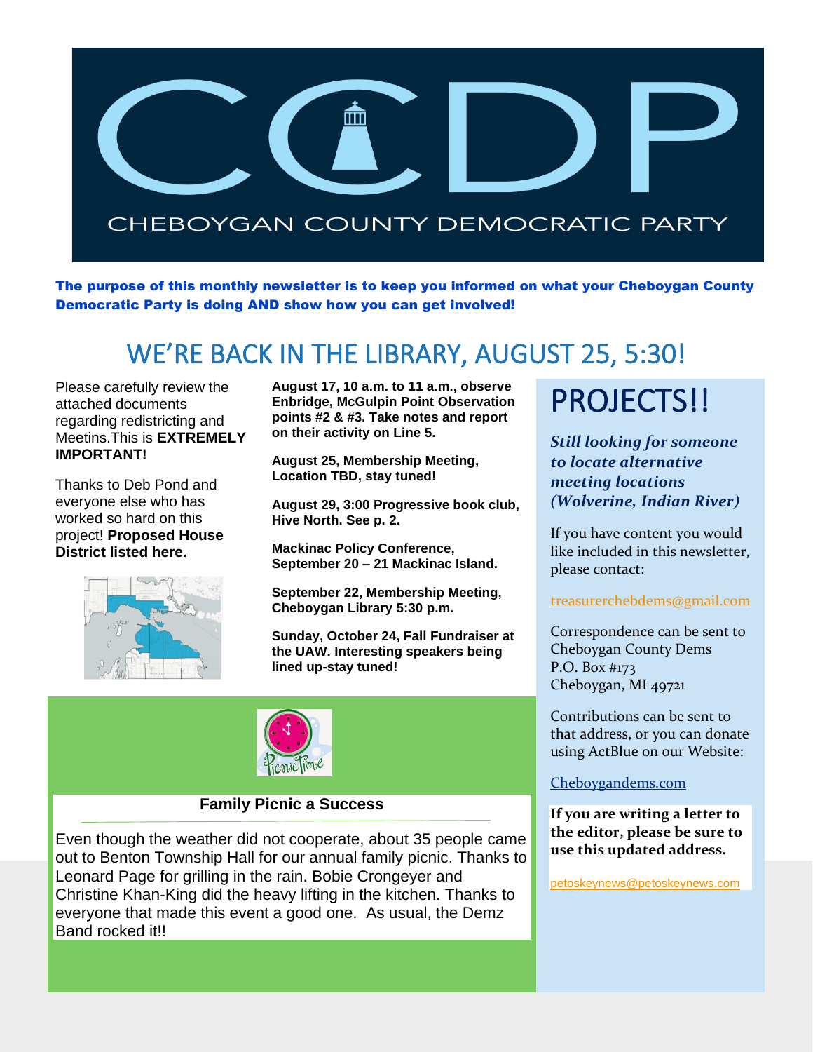# CHEBOYGAN COUNTY DEMOCRATIC PARTY

**The purpose of this monthly newsletter is to keep you informed on what your Cheboygan County Democratic Party is doing AND show how you can get involved!**

## WE'RE BACK IN THE LIBRARY, AUGUST 25, 5:30!

Please carefully review the attached documents regarding redistricting and Meetins.This is **EXTREMELY IMPORTANT!**

Thanks to Deb Pond and everyone else who has worked so hard on this project! **Proposed House District listed here.**

**August 17, 10 a.m. to 11 a.m., observe Enbridge, McGulpin Point Observation points #2 & #3. Take notes and report on their activity on Line 5.**

**August 25, Membership Meeting, Location TBD, stay tuned!**

**August 29, 3:00 Progressive book club, Hive North. See p. 2.**

**Mackinac Policy Conference, September 20 – 21 Mackinac Island.**

**September 22, Membership Meeting, Cheboygan Library 5:30 p.m.**

**Sunday, October 24, Fall Fundraiser at the UAW. Interesting speakers being lined up-stay tuned!**

### Family Picnic a Success

Even though the weather did not cooperate, about 35 people came out to Benton Township Hall for our annual family picnic. Thanks to Leonard Page for grilling in the rain. Bobie Crongeyer and Christine Khan-King did the heavy lifting in the kitchen. Thanks to everyone that made this event a good one. As usual, the Demz Band rocked it!!

## PROJECTS!!

***Still looking for someone to locate alternative meeting locations (Wolverine, Indian River)***

If you have content you would like included in this newsletter, please contact:

treasurerchebdems@gmail.com

Correspondence can be sent to
Cheboygan County Dems
P.O. Box #173
Cheboygan, MI 49721

Contributions can be sent to that address, or you can donate using ActBlue on our Website:

Cheboygandems.com

**If you are writing a letter to the editor, please be sure to use this updated address.**

petoskeynews@petoskeynews.com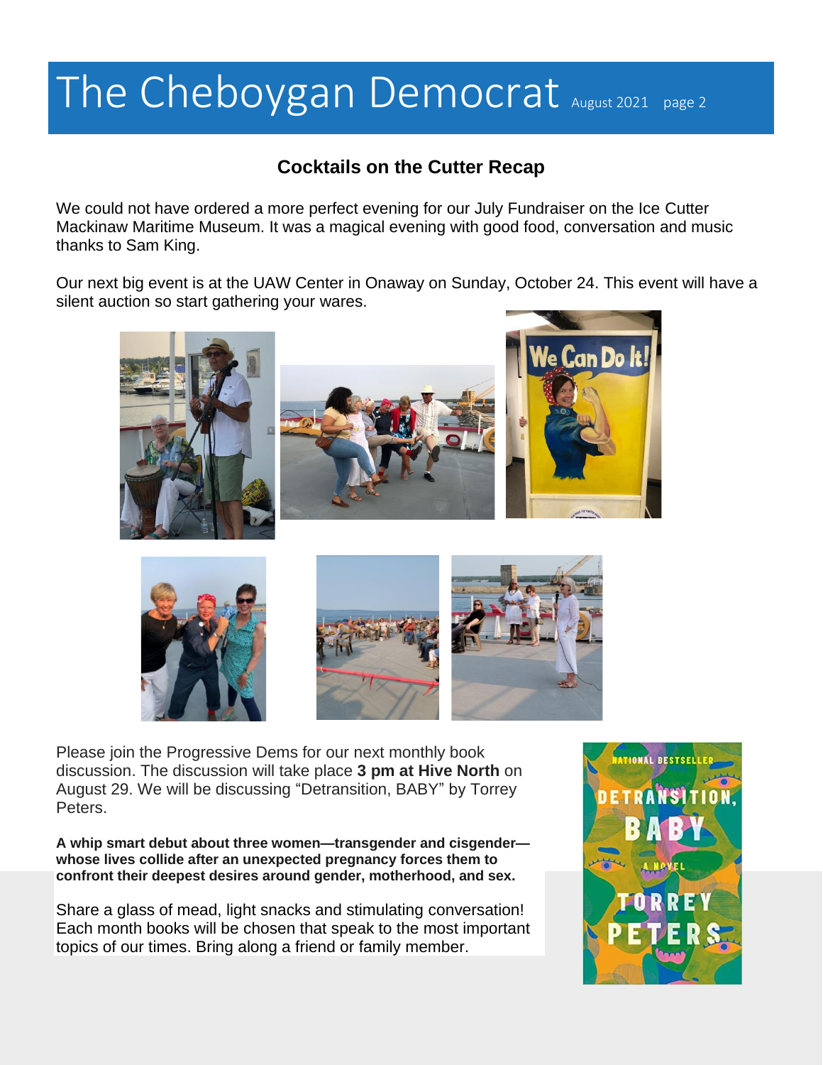## Cocktails on the Cutter Recap

We could not have ordered a more perfect evening for our July Fundraiser on the Ice Cutter Mackinaw Maritime Museum. It was a magical evening with good food, conversation and music thanks to Sam King.

Our next big event is at the UAW Center in Onaway on Sunday, October 24. This event will have a silent auction so start gathering your wares.

Please join the Progressive Dems for our next monthly book discussion. The discussion will take place **3 pm at Hive North** on August 29. We will be discussing "Detransition, BABY" by Torrey Peters.

**A whip smart debut about three women—transgender and cisgender—whose lives collide after an unexpected pregnancy forces them to confront their deepest desires around gender, motherhood, and sex.**

Share a glass of mead, light snacks and stimulating conversation! Each month books will be chosen that speak to the most important topics of our times. Bring along a friend or family member.